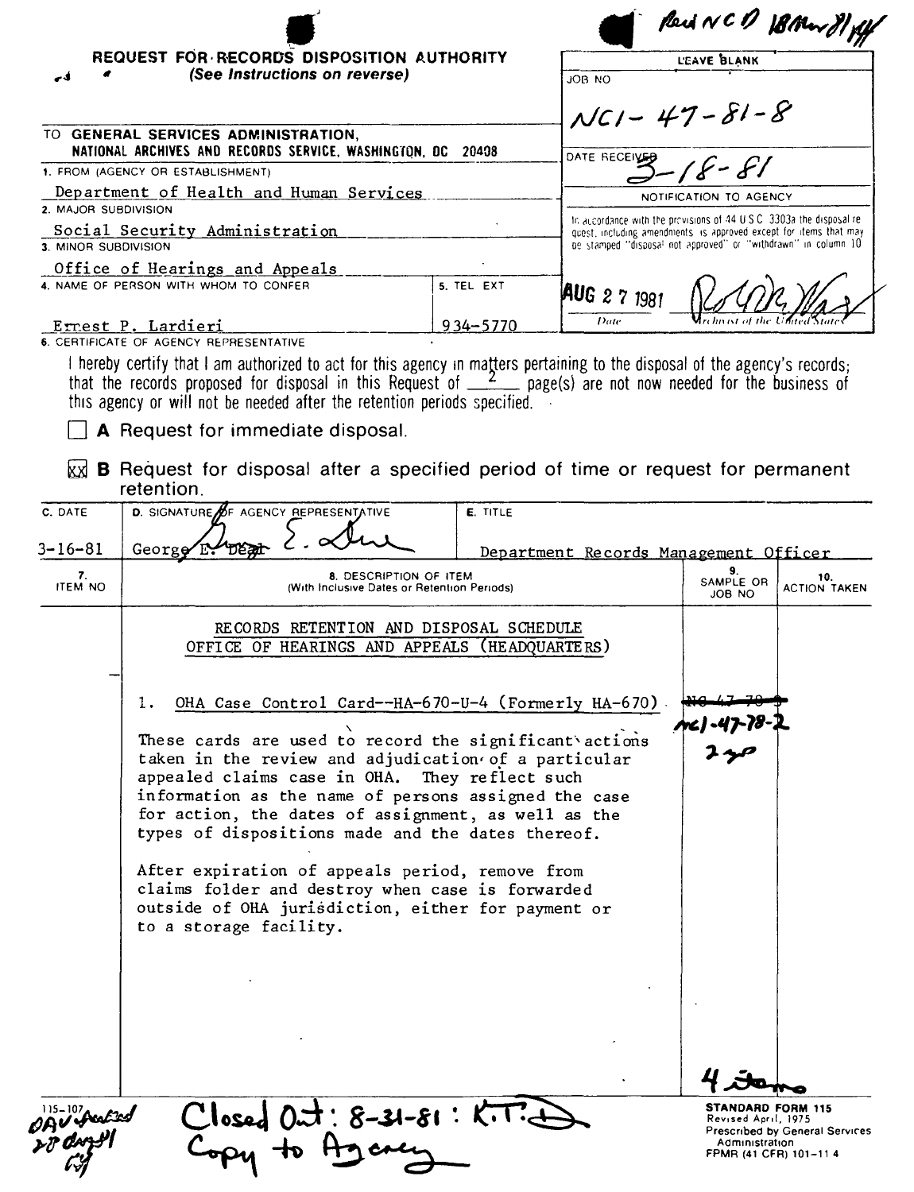Recd NCD 18 Mar 81

**REQUEST FOR RECORDS DISPOSITION AUTHORITY**
*(See Instructions on reverse)*

| LEAVE BLANK |
|---|
| JOB NO: NC1-47-81-8 |
| DATE RECEIVED: 3-18-81 |
| NOTIFICATION TO AGENCY |
| In accordance with the provisions of 44 U.S.C. 3303a the disposal request, including amendments, is approved except for items that may be stamped "disposal not approved" or "withdrawn" in column 10 |
| AUG 27 1981 — Date; (signature) Archivist of the United States |

TO **GENERAL SERVICES ADMINISTRATION, NATIONAL ARCHIVES AND RECORDS SERVICE, WASHINGTON, DC 20408**

1. FROM (AGENCY OR ESTABLISHMENT): Department of Health and Human Services
2. MAJOR SUBDIVISION: Social Security Administration
3. MINOR SUBDIVISION: Office of Hearings and Appeals
4. NAME OF PERSON WITH WHOM TO CONFER: Ernest P. Lardieri
5. TEL EXT: 934-5770

6. CERTIFICATE OF AGENCY REPRESENTATIVE

I hereby certify that I am authorized to act for this agency in matters pertaining to the disposal of the agency's records; that the records proposed for disposal in this Request of 2 page(s) are not now needed for the business of this agency or will not be needed after the retention periods specified.

☐ **A** Request for immediate disposal.

☒ **B** Request for disposal after a specified period of time or request for permanent retention.

| C. DATE | D. SIGNATURE OF AGENCY REPRESENTATIVE | E. TITLE |
|---|---|---|
| 3-16-81 | George E. Deal | Department Records Management Officer |

| 7. ITEM NO | 8. DESCRIPTION OF ITEM (With Inclusive Dates or Retention Periods) | 9. SAMPLE OR JOB NO | 10. ACTION TAKEN |
|---|---|---|---|
| | RECORDS RETENTION AND DISPOSAL SCHEDULE<br>OFFICE OF HEARINGS AND APPEALS (HEADQUARTERS) | | |
| | 1. OHA Case Control Card--HA-670-U-4 (Formerly HA-670)<br><br>These cards are used to record the significant actions taken in the review and adjudication of a particular appealed claims case in OHA. They reflect such information as the name of persons assigned the case for action, the dates of assignment, as well as the types of dispositions made and the dates thereof.<br><br>After expiration of appeals period, remove from claims folder and destroy when case is forwarded outside of OHA jurisdiction, either for payment or to a storage facility. | ~~NC 47-78-~~<br>NC1-47-78-2<br>2 yo | |

4 items

115-107

OAV Archived 28 Aug 81

Closed Out: 8-31-81 : K.T.D.
Copy to Agency

STANDARD FORM 115
Revised April, 1975
Prescribed by General Services Administration
FPMR (41 CFR) 101-11.4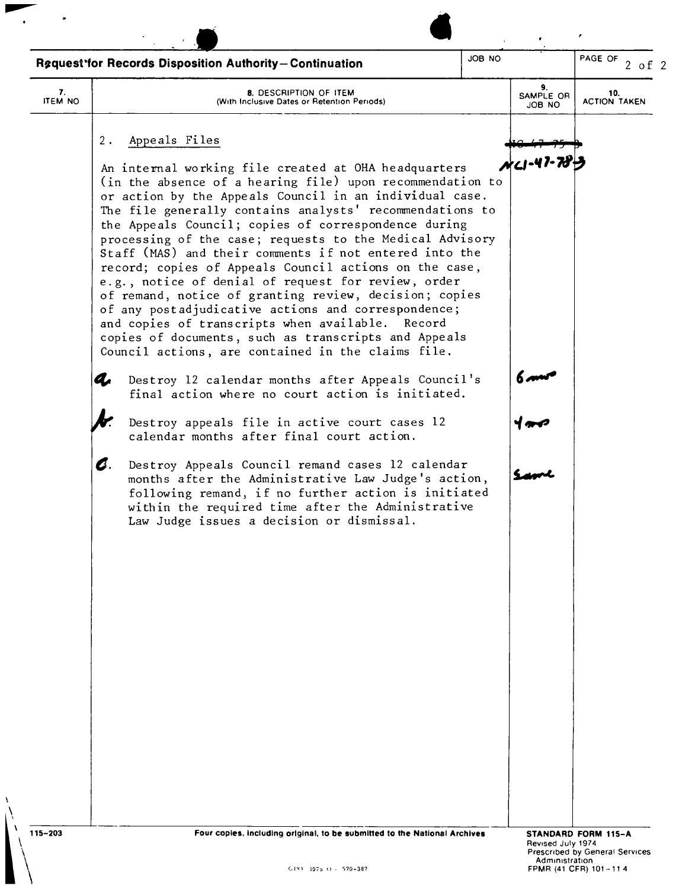**Request for Records Disposition Authority—Continuation**

| JOB NO | PAGE OF |
|---|---|
| | 2 of 2 |

| 7. ITEM NO | 8. DESCRIPTION OF ITEM (With Inclusive Dates or Retention Periods) | 9. SAMPLE OR JOB NO | 10. ACTION TAKEN |
|---|---|---|---|
| | 2. Appeals Files | ~~NC-47-75-3~~ NC1-47-78-3 | |
| | An internal working file created at OHA headquarters (in the absence of a hearing file) upon recommendation to or action by the Appeals Council in an individual case. The file generally contains analysts' recommendations to the Appeals Council; copies of correspondence during processing of the case; requests to the Medical Advisory Staff (MAS) and their comments if not entered into the record; copies of Appeals Council actions on the case, e.g., notice of denial of request for review, order of remand, notice of granting review, decision; copies of any postadjudicative actions and correspondence; and copies of transcripts when available. Record copies of documents, such as transcripts and Appeals Council actions, are contained in the claims file. | | |
| | a. Destroy 12 calendar months after Appeals Council's final action where no court action is initiated. | 6 mos | |
| | b. Destroy appeals file in active court cases 12 calendar months after final court action. | 4 mos | |
| | c. Destroy Appeals Council remand cases 12 calendar months after the Administrative Law Judge's action, following remand, if no further action is initiated within the required time after the Administrative Law Judge issues a decision or dismissal. | Same | |

115-203

Four copies, including original, to be submitted to the National Archives

STANDARD FORM 115-A
Revised July 1974
Prescribed by General Services Administration
FPMR (41 CFR) 101-11.4